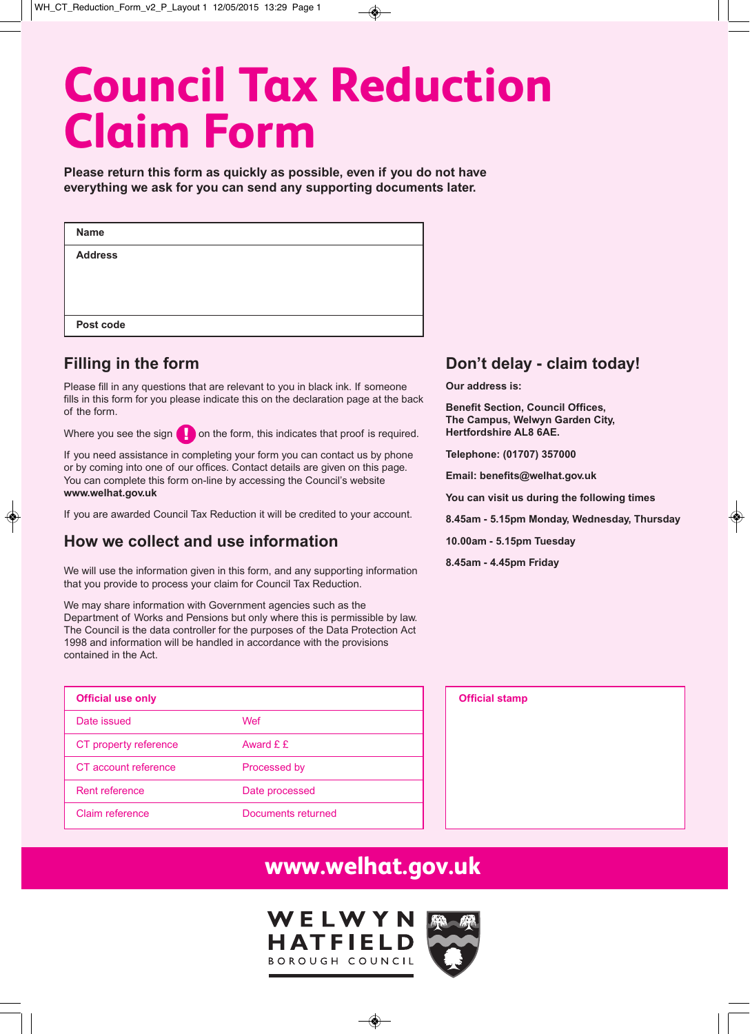# Council Tax Reduction Claim Form

**Please return this form as quickly as possible, even if you do not have everything we ask for you can send any supporting documents later.**

| Name | |
|---|---|
| Address | |
| Post code | |

## Filling in the form

Please fill in any questions that are relevant to you in black ink. If someone fills in this form for you please indicate this on the declaration page at the back of the form.

Where you see the sign ! on the form, this indicates that proof is required.

If you need assistance in completing your form you can contact us by phone or by coming into one of our offices. Contact details are given on this page. You can complete this form on-line by accessing the Council's website **www.welhat.gov.uk**

If you are awarded Council Tax Reduction it will be credited to your account.

## How we collect and use information

We will use the information given in this form, and any supporting information that you provide to process your claim for Council Tax Reduction.

We may share information with Government agencies such as the Department of Works and Pensions but only where this is permissible by law. The Council is the data controller for the purposes of the Data Protection Act 1998 and information will be handled in accordance with the provisions contained in the Act.

## Don't delay - claim today!

**Our address is:**

**Benefit Section, Council Offices,**
**The Campus, Welwyn Garden City,**
**Hertfordshire AL8 6AE.**

**Telephone: (01707) 357000**

**Email: benefits@welhat.gov.uk**

**You can visit us during the following times**

**8.45am - 5.15pm Monday, Wednesday, Thursday**

**10.00am - 5.15pm Tuesday**

**8.45am - 4.45pm Friday**

| Official use only | |
|---|---|
| Date issued | Wef |
| CT property reference | Award £ £ |
| CT account reference | Processed by |
| Rent reference | Date processed |
| Claim reference | Documents returned |

| Official stamp |
|---|
| |

**www.welhat.gov.uk**

WELWYN HATFIELD BOROUGH COUNCIL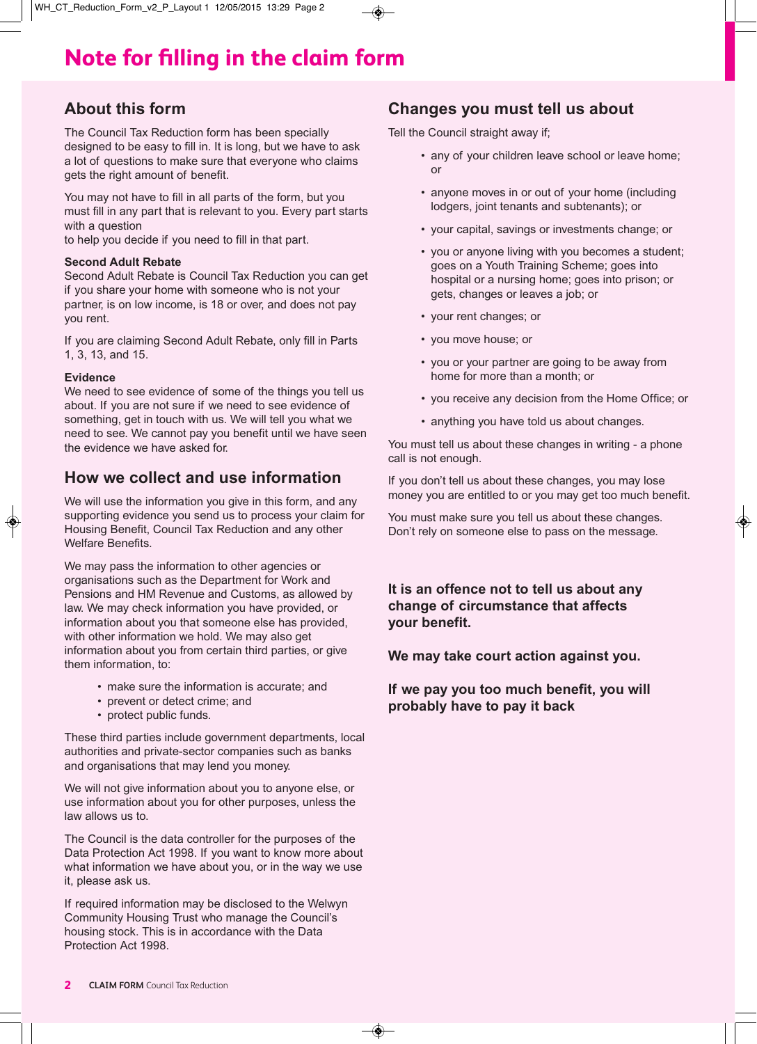# Note for filling in the claim form

## About this form

The Council Tax Reduction form has been specially designed to be easy to fill in. It is long, but we have to ask a lot of questions to make sure that everyone who claims gets the right amount of benefit.

You may not have to fill in all parts of the form, but you must fill in any part that is relevant to you. Every part starts with a question
to help you decide if you need to fill in that part.

**Second Adult Rebate**
Second Adult Rebate is Council Tax Reduction you can get if you share your home with someone who is not your partner, is on low income, is 18 or over, and does not pay you rent.

If you are claiming Second Adult Rebate, only fill in Parts 1, 3, 13, and 15.

**Evidence**
We need to see evidence of some of the things you tell us about. If you are not sure if we need to see evidence of something, get in touch with us. We will tell you what we need to see. We cannot pay you benefit until we have seen the evidence we have asked for.

## How we collect and use information

We will use the information you give in this form, and any supporting evidence you send us to process your claim for Housing Benefit, Council Tax Reduction and any other Welfare Benefits.

We may pass the information to other agencies or organisations such as the Department for Work and Pensions and HM Revenue and Customs, as allowed by law. We may check information you have provided, or information about you that someone else has provided, with other information we hold. We may also get information about you from certain third parties, or give them information, to:

- make sure the information is accurate; and
- prevent or detect crime; and
- protect public funds.

These third parties include government departments, local authorities and private-sector companies such as banks and organisations that may lend you money.

We will not give information about you to anyone else, or use information about you for other purposes, unless the law allows us to.

The Council is the data controller for the purposes of the Data Protection Act 1998. If you want to know more about what information we have about you, or in the way we use it, please ask us.

If required information may be disclosed to the Welwyn Community Housing Trust who manage the Council's housing stock. This is in accordance with the Data Protection Act 1998.

## Changes you must tell us about

Tell the Council straight away if;

- any of your children leave school or leave home; or
- anyone moves in or out of your home (including lodgers, joint tenants and subtenants); or
- your capital, savings or investments change; or
- you or anyone living with you becomes a student; goes on a Youth Training Scheme; goes into hospital or a nursing home; goes into prison; or gets, changes or leaves a job; or
- your rent changes; or
- you move house; or
- you or your partner are going to be away from home for more than a month; or
- you receive any decision from the Home Office; or
- anything you have told us about changes.

You must tell us about these changes in writing - a phone call is not enough.

If you don't tell us about these changes, you may lose money you are entitled to or you may get too much benefit.

You must make sure you tell us about these changes. Don't rely on someone else to pass on the message.

**It is an offence not to tell us about any change of circumstance that affects your benefit.**

**We may take court action against you.**

**If we pay you too much benefit, you will probably have to pay it back**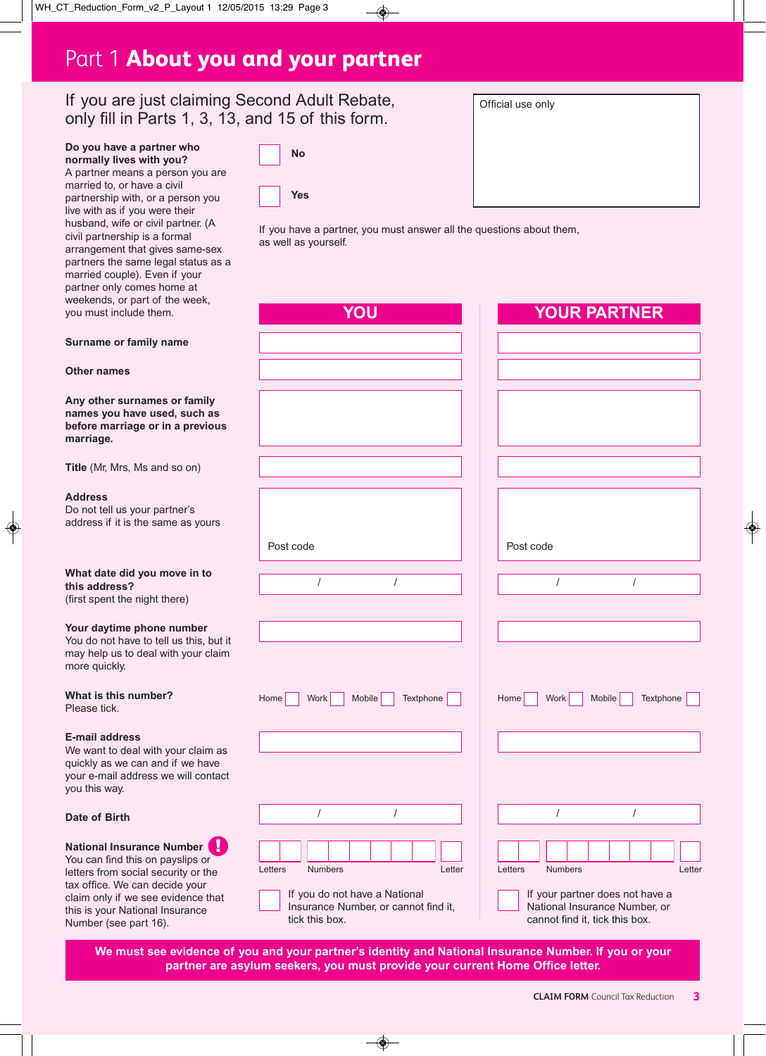# Part 1 **About you and your partner**

If you are just claiming Second Adult Rebate, only fill in Parts 1, 3, 13, and 15 of this form.

Official use only

**Do you have a partner who normally lives with you?**
A partner means a person you are married to, or have a civil partnership with, or a person you live with as if you were their husband, wife or civil partner. (A civil partnership is a formal arrangement that gives same-sex partners the same legal status as a married couple). Even if your partner only comes home at weekends, or part of the week, you must include them.

☐ No

☐ Yes

If you have a partner, you must answer all the questions about them, as well as yourself.

| | YOU | YOUR PARTNER |
|---|---|---|
| **Surname or family name** | | |
| **Other names** | | |
| **Any other surnames or family names you have used, such as before marriage or in a previous marriage.** | | |
| **Title** (Mr, Mrs, Ms and so on) | | |
| **Address**<br>Do not tell us your partner's address if it is the same as yours | Post code | Post code |
| **What date did you move in to this address?**<br>(first spent the night there) | / / | / / |
| **Your daytime phone number**<br>You do not have to tell us this, but it may help us to deal with your claim more quickly. | | |
| **What is this number?**<br>Please tick. | Home ☐ Work ☐ Mobile ☐ Textphone ☐ | Home ☐ Work ☐ Mobile ☐ Textphone ☐ |
| **E-mail address**<br>We want to deal with your claim as quickly as we can and if we have your e-mail address we will contact you this way. | | |
| **Date of Birth** | / / | / / |
| **National Insurance Number** !<br>You can find this on payslips or letters from social security or the tax office. We can decide your claim only if we see evidence that this is your National Insurance Number (see part 16). | Letters / Numbers / Letter<br>☐ If you do not have a National Insurance Number, or cannot find it, tick this box. | Letters / Numbers / Letter<br>☐ If your partner does not have a National Insurance Number, or cannot find it, tick this box. |

**We must see evidence of you and your partner's identity and National Insurance Number. If you or your partner are asylum seekers, you must provide your current Home Office letter.**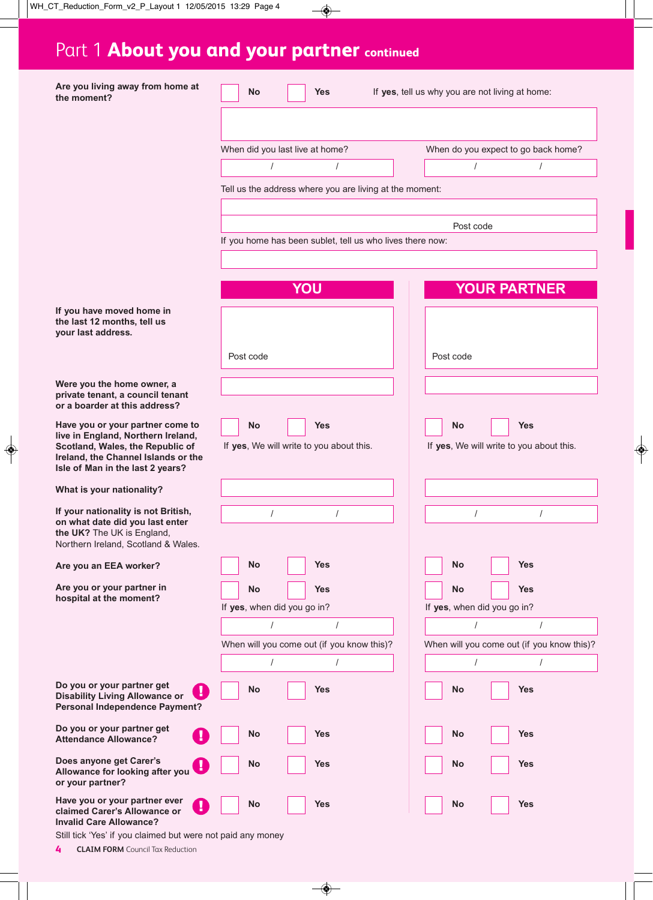# Part 1 About you and your partner continued

**Are you living away from home at the moment?**

No ☐ Yes ☐ If **yes**, tell us why you are not living at home:

When did you last live at home? &nbsp;&nbsp; / &nbsp;&nbsp; /

When do you expect to go back home? &nbsp;&nbsp; / &nbsp;&nbsp; /

Tell us the address where you are living at the moment:

Post code

If you home has been sublet, tell us who lives there now:

| | YOU | YOUR PARTNER |
|---|---|---|
| **If you have moved home in the last 12 months, tell us your last address.** | Post code | Post code |
| **Were you the home owner, a private tenant, a council tenant or a boarder at this address?** | | |
| **Have you or your partner come to live in England, Northern Ireland, Scotland, Wales, the Republic of Ireland, the Channel Islands or the Isle of Man in the last 2 years?** | No ☐ Yes ☐<br>If **yes**, We will write to you about this. | No ☐ Yes ☐<br>If **yes**, We will write to you about this. |
| **What is your nationality?** | | |
| **If your nationality is not British, on what date did you last enter the UK?** The UK is England, Northern Ireland, Scotland & Wales. | / / | / / |
| **Are you an EEA worker?** | No ☐ Yes ☐ | No ☐ Yes ☐ |
| **Are you or your partner in hospital at the moment?** | No ☐ Yes ☐<br>If **yes**, when did you go in?<br>/ /<br>When will you come out (if you know this)?<br>/ / | No ☐ Yes ☐<br>If **yes**, when did you go in?<br>/ /<br>When will you come out (if you know this)?<br>/ / |
| **Do you or your partner get Disability Living Allowance or Personal Independence Payment?** ! | No ☐ Yes ☐ | No ☐ Yes ☐ |
| **Do you or your partner get Attendance Allowance?** ! | No ☐ Yes ☐ | No ☐ Yes ☐ |
| **Does anyone get Carer's Allowance for looking after you or your partner?** ! | No ☐ Yes ☐ | No ☐ Yes ☐ |
| **Have you or your partner ever claimed Carer's Allowance or Invalid Care Allowance?** ! | No ☐ Yes ☐ | No ☐ Yes ☐ |

Still tick 'Yes' if you claimed but were not paid any money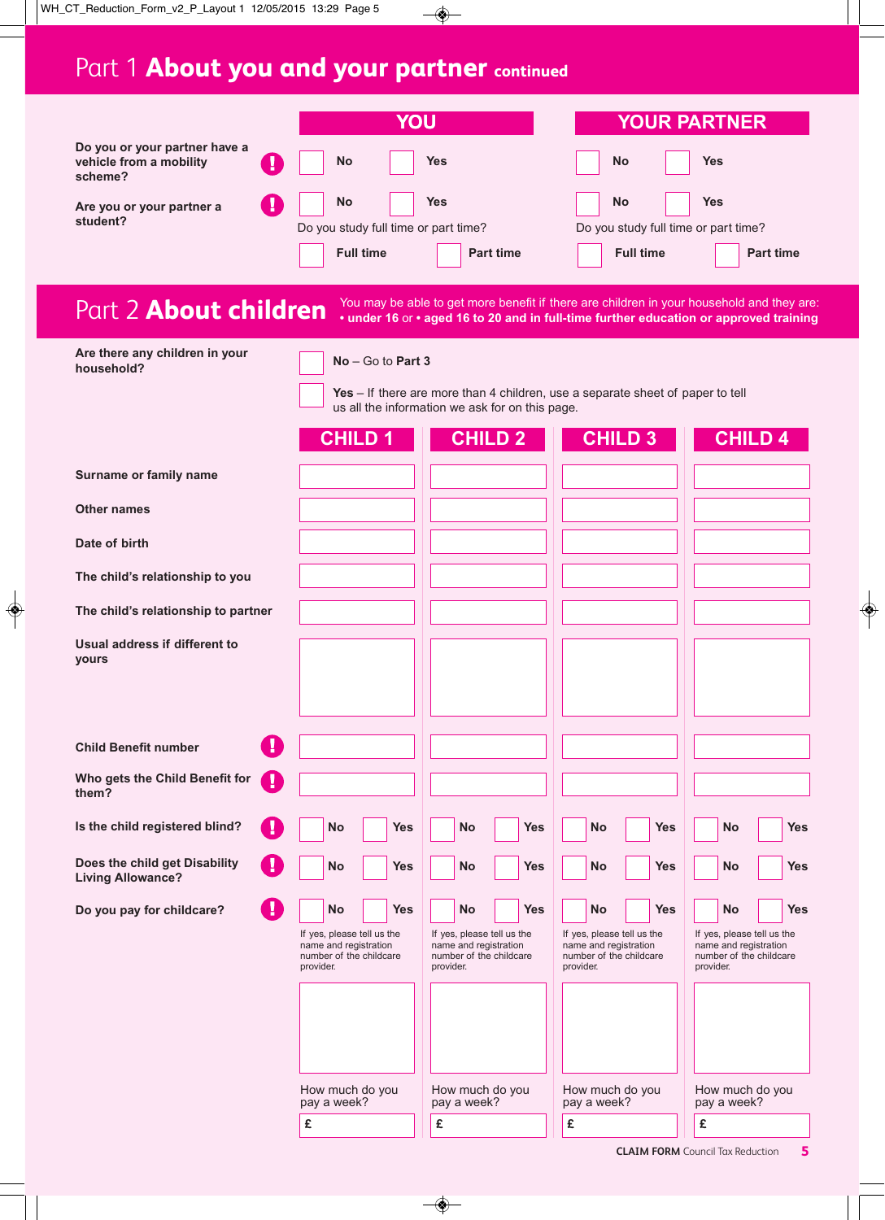## Part 1 About you and your partner continued

| | YOU | | YOUR PARTNER | |
|---|---|---|---|---|
| Do you or your partner have a vehicle from a mobility scheme? ! | No | Yes | No | Yes |
| Are you or your partner a student? ! | No | Yes | No | Yes |
| | Do you study full time or part time? | | Do you study full time or part time? | |
| | Full time | Part time | Full time | Part time |

## Part 2 About children

You may be able to get more benefit if there are children in your household and they are:
**• under 16** or **• aged 16 to 20 and in full-time further education or approved training**

**Are there any children in your household?**

- **No** – Go to **Part 3**
- **Yes** – If there are more than 4 children, use a separate sheet of paper to tell us all the information we ask for on this page.

| | CHILD 1 | CHILD 2 | CHILD 3 | CHILD 4 |
|---|---|---|---|---|
| Surname or family name | | | | |
| Other names | | | | |
| Date of birth | | | | |
| The child's relationship to you | | | | |
| The child's relationship to partner | | | | |
| Usual address if different to yours | | | | |
| Child Benefit number ! | | | | |
| Who gets the Child Benefit for them? ! | | | | |
| Is the child registered blind? ! | No / Yes | No / Yes | No / Yes | No / Yes |
| Does the child get Disability Living Allowance? ! | No / Yes | No / Yes | No / Yes | No / Yes |
| Do you pay for childcare? ! | No / Yes | No / Yes | No / Yes | No / Yes |
| | If yes, please tell us the name and registration number of the childcare provider. | If yes, please tell us the name and registration number of the childcare provider. | If yes, please tell us the name and registration number of the childcare provider. | If yes, please tell us the name and registration number of the childcare provider. |
| | How much do you pay a week? £ | How much do you pay a week? £ | How much do you pay a week? £ | How much do you pay a week? £ |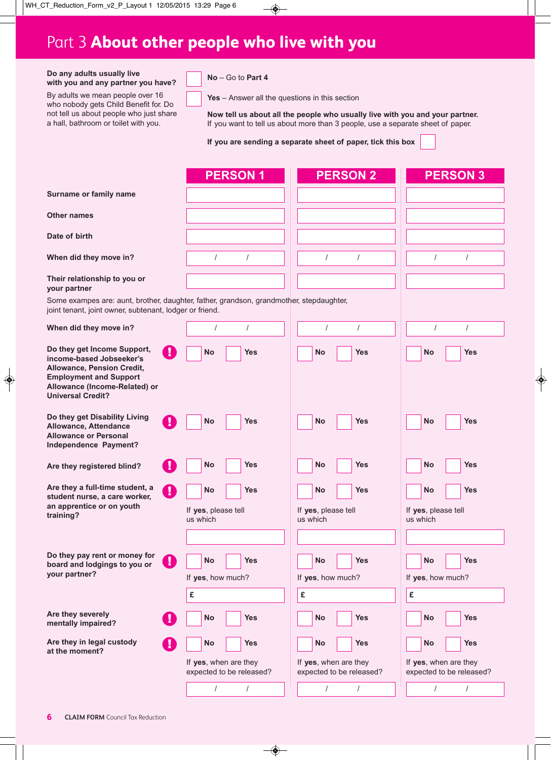# Part 3 About other people who live with you

**Do any adults usually live with you and any partner you have?**

By adults we mean people over 16 who nobody gets Child Benefit for. Do not tell us about people who just share a hall, bathroom or toilet with you.

☐ **No** – Go to **Part 4**

☐ **Yes** – Answer all the questions in this section

**Now tell us about all the people who usually live with you and your partner.**
If you want to tell us about more than 3 people, use a separate sheet of paper.

**If you are sending a separate sheet of paper, tick this box** ☐

| | PERSON 1 | PERSON 2 | PERSON 3 |
|---|---|---|---|
| **Surname or family name** | | | |
| **Other names** | | | |
| **Date of birth** | | | |
| **When did they move in?** | / / | / / | / / |
| **Their relationship to you or your partner** | | | |

Some examples are: aunt, brother, daughter, father, grandson, grandmother, stepdaughter, joint tenant, joint owner, subtenant, lodger or friend.

| | PERSON 1 | PERSON 2 | PERSON 3 |
|---|---|---|---|
| **When did they move in?** | / / | / / | / / |
| **Do they get Income Support, income-based Jobseeker's Allowance, Pension Credit, Employment and Support Allowance (Income-Related) or Universal Credit?** ! | ☐ No ☐ Yes | ☐ No ☐ Yes | ☐ No ☐ Yes |
| **Do they get Disability Living Allowance, Attendance Allowance or Personal Independence Payment?** ! | ☐ No ☐ Yes | ☐ No ☐ Yes | ☐ No ☐ Yes |
| **Are they registered blind?** ! | ☐ No ☐ Yes | ☐ No ☐ Yes | ☐ No ☐ Yes |
| **Are they a full-time student, a student nurse, a care worker, an apprentice or on youth training?** ! | ☐ No ☐ Yes<br>If **yes**, please tell us which | ☐ No ☐ Yes<br>If **yes**, please tell us which | ☐ No ☐ Yes<br>If **yes**, please tell us which |
| **Do they pay rent or money for board and lodgings to you or your partner?** ! | ☐ No ☐ Yes<br>If **yes**, how much?<br>£ | ☐ No ☐ Yes<br>If **yes**, how much?<br>£ | ☐ No ☐ Yes<br>If **yes**, how much?<br>£ |
| **Are they severely mentally impaired?** ! | ☐ No ☐ Yes | ☐ No ☐ Yes | ☐ No ☐ Yes |
| **Are they in legal custody at the moment?** ! | ☐ No ☐ Yes<br>If **yes**, when are they expected to be released?<br>/ / | ☐ No ☐ Yes<br>If **yes**, when are they expected to be released?<br>/ / | ☐ No ☐ Yes<br>If **yes**, when are they expected to be released?<br>/ / |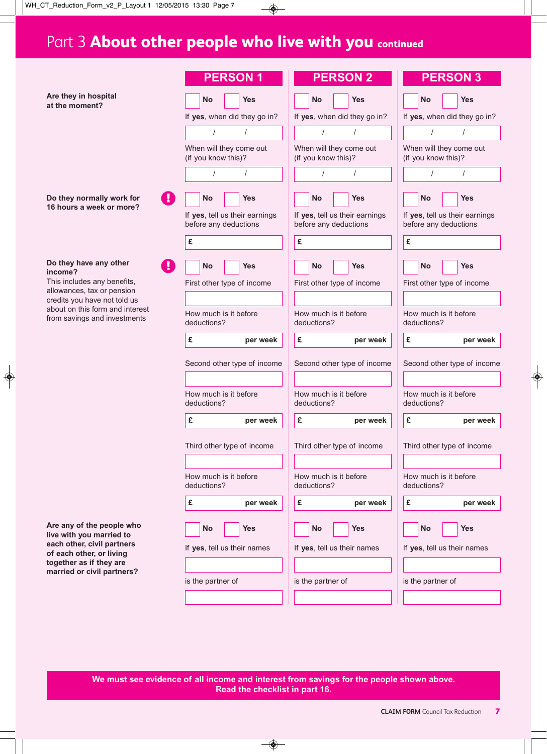# Part 3 **About other people who live with you** continued

| | PERSON 1 | PERSON 2 | PERSON 3 |
|---|---|---|---|
| **Are they in hospital at the moment?** | No / Yes | No / Yes | No / Yes |
| | If **yes**, when did they go in? / / | If **yes**, when did they go in? / / | If **yes**, when did they go in? / / |
| | When will they come out (if you know this)? / / | When will they come out (if you know this)? / / | When will they come out (if you know this)? / / |
| **Do they normally work for 16 hours a week or more?** ! | No / Yes | No / Yes | No / Yes |
| | If **yes**, tell us their earnings before any deductions £ | If **yes**, tell us their earnings before any deductions £ | If **yes**, tell us their earnings before any deductions £ |
| **Do they have any other income?** ! This includes any benefits, allowances, tax or pension credits you have not told us about on this form and interest from savings and investments | No / Yes | No / Yes | No / Yes |
| | First other type of income | First other type of income | First other type of income |
| | How much is it before deductions? £ **per week** | How much is it before deductions? £ **per week** | How much is it before deductions? £ **per week** |
| | Second other type of income | Second other type of income | Second other type of income |
| | How much is it before deductions? £ **per week** | How much is it before deductions? £ **per week** | How much is it before deductions? £ **per week** |
| | Third other type of income | Third other type of income | Third other type of income |
| | How much is it before deductions? £ **per week** | How much is it before deductions? £ **per week** | How much is it before deductions? £ **per week** |
| **Are any of the people who live with you married to each other, civil partners of each other, or living together as if they are married or civil partners?** | No / Yes | No / Yes | No / Yes |
| | If **yes**, tell us their names | If **yes**, tell us their names | If **yes**, tell us their names |
| | is the partner of | is the partner of | is the partner of |

**We must see evidence of all income and interest from savings for the people shown above. Read the checklist in part 16.**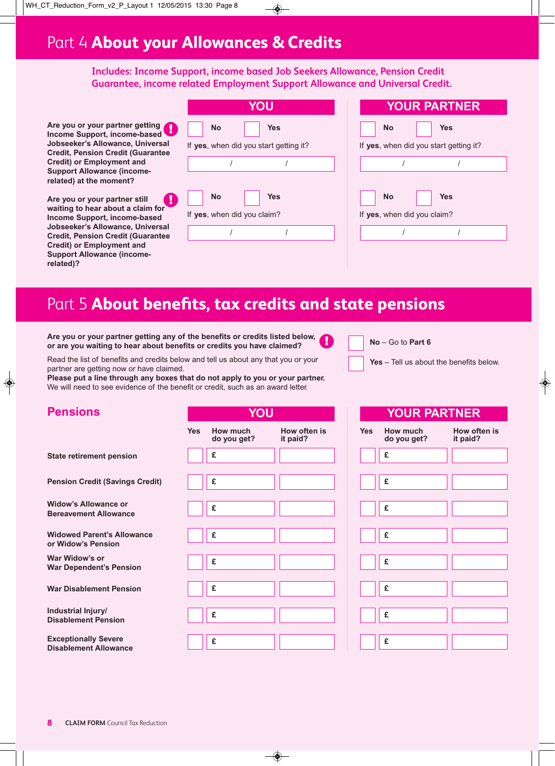# Part 4 **About your Allowances & Credits**

**Includes: Income Support, income based Job Seekers Allowance, Pension Credit Guarantee, income related Employment Support Allowance and Universal Credit.**

| | YOU | YOUR PARTNER |
|---|---|---|
| **Are you or your partner getting Income Support, income-based Jobseeker's Allowance, Universal Credit, Pension Credit (Guarantee Credit) or Employment and Support Allowance (income-related) at the moment?** | No / Yes<br>If **yes**, when did you start getting it?<br>/ / | No / Yes<br>If **yes**, when did you start getting it?<br>/ / |
| **Are you or your partner still waiting to hear about a claim for Income Support, income-based Jobseeker's Allowance, Universal Credit, Pension Credit (Guarantee Credit) or Employment and Support Allowance (income-related)?** | No / Yes<br>If **yes**, when did you claim?<br>/ / | No / Yes<br>If **yes**, when did you claim?<br>/ / |

# Part 5 **About benefits, tax credits and state pensions**

**Are you or your partner getting any of the benefits or credits listed below, or are you waiting to hear about benefits or credits you have claimed?**

Read the list of benefits and credits below and tell us about any that you or your partner are getting now or have claimed.
**Please put a line through any boxes that do not apply to you or your partner.**
We will need to see evidence of the benefit or credit, such as an award letter.

- **No** – Go to **Part 6**
- **Yes** – Tell us about the benefits below.

## Pensions

| | YOU | | | YOUR PARTNER | | |
|---|---|---|---|---|---|---|
| | Yes | How much do you get? | How often is it paid? | Yes | How much do you get? | How often is it paid? |
| State retirement pension | | £ | | | £ | |
| Pension Credit (Savings Credit) | | £ | | | £ | |
| Widow's Allowance or Bereavement Allowance | | £ | | | £ | |
| Widowed Parent's Allowance or Widow's Pension | | £ | | | £ | |
| War Widow's or War Dependent's Pension | | £ | | | £ | |
| War Disablement Pension | | £ | | | £ | |
| Industrial Injury/ Disablement Pension | | £ | | | £ | |
| Exceptionally Severe Disablement Allowance | | £ | | | £ | |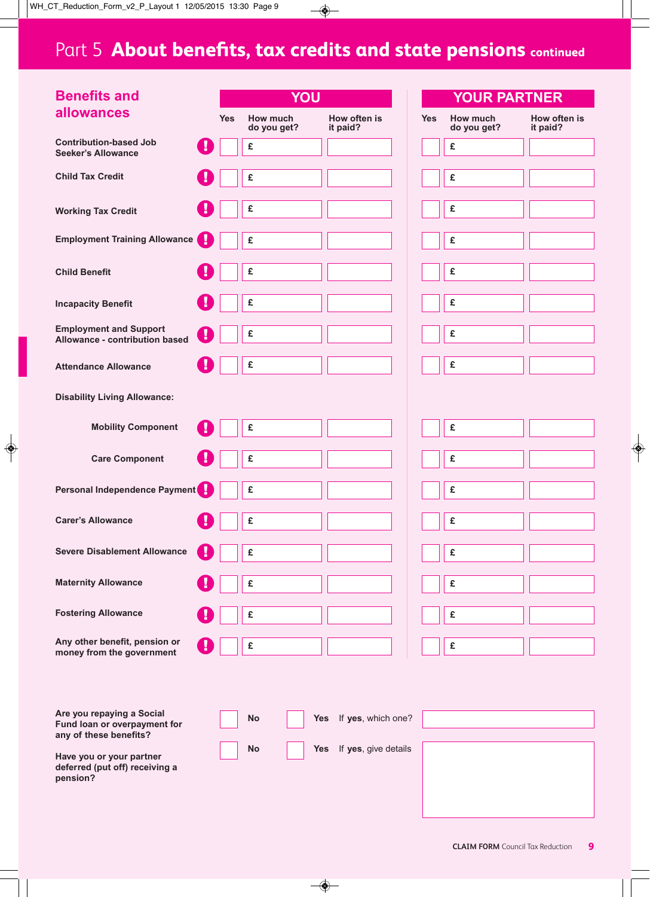# Part 5 About benefits, tax credits and state pensions continued

## Benefits and allowances

| | YOU | | | YOUR PARTNER | | |
|---|---|---|---|---|---|---|
| | Yes | How much do you get? | How often is it paid? | Yes | How much do you get? | How often is it paid? |
| Contribution-based Job Seeker's Allowance | | £ | | | £ | |
| Child Tax Credit | | £ | | | £ | |
| Working Tax Credit | | £ | | | £ | |
| Employment Training Allowance | | £ | | | £ | |
| Child Benefit | | £ | | | £ | |
| Incapacity Benefit | | £ | | | £ | |
| Employment and Support Allowance - contribution based | | £ | | | £ | |
| Attendance Allowance | | £ | | | £ | |
| Disability Living Allowance: | | | | | | |
| Mobility Component | | £ | | | £ | |
| Care Component | | £ | | | £ | |
| Personal Independence Payment | | £ | | | £ | |
| Carer's Allowance | | £ | | | £ | |
| Severe Disablement Allowance | | £ | | | £ | |
| Maternity Allowance | | £ | | | £ | |
| Fostering Allowance | | £ | | | £ | |
| Any other benefit, pension or money from the government | | £ | | | £ | |

Are you repaying a Social Fund loan or overpayment for any of these benefits? ☐ No ☐ Yes If **yes**, which one? ______

Have you or your partner deferred (put off) receiving a pension? ☐ No ☐ Yes If **yes**, give details ______

CLAIM FORM Council Tax Reduction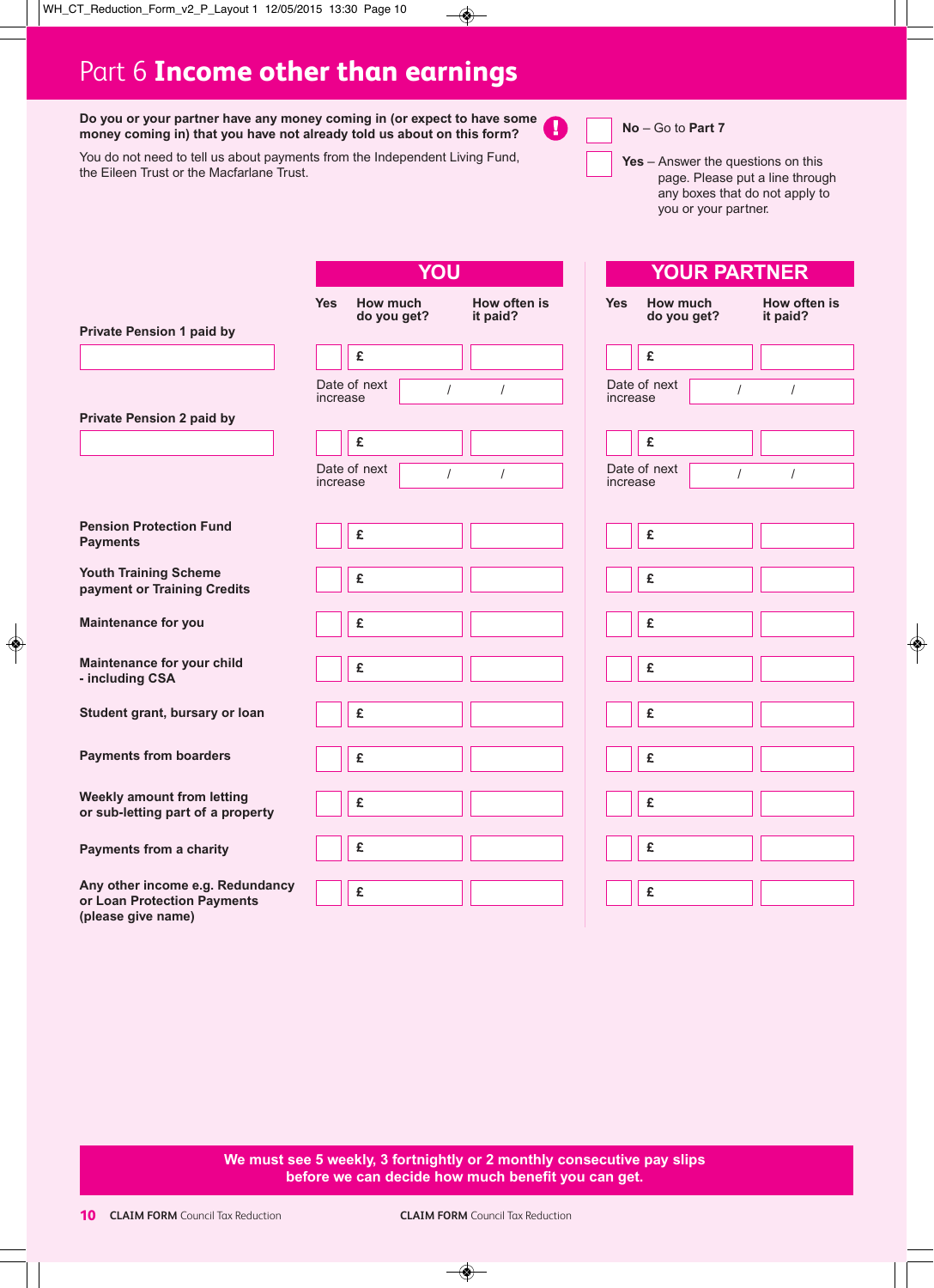# Part 6 **Income other than earnings**

**Do you or your partner have any money coming in (or expect to have some money coming in) that you have not already told us about on this form?**

You do not need to tell us about payments from the Independent Living Fund, the Eileen Trust or the Macfarlane Trust.

- ☐ **No** – Go to **Part 7**
- ☐ **Yes** – Answer the questions on this page. Please put a line through any boxes that do not apply to you or your partner.

| | YOU | | | YOUR PARTNER | | |
|---|---|---|---|---|---|---|
| | **Yes** | **How much do you get?** | **How often is it paid?** | **Yes** | **How much do you get?** | **How often is it paid?** |
| **Private Pension 1 paid by** ______ | ☐ | £ | | ☐ | £ | |
| | Date of next increase | / / | | Date of next increase | / / | |
| **Private Pension 2 paid by** ______ | ☐ | £ | | ☐ | £ | |
| | Date of next increase | / / | | Date of next increase | / / | |
| **Pension Protection Fund Payments** | ☐ | £ | | ☐ | £ | |
| **Youth Training Scheme payment or Training Credits** | ☐ | £ | | ☐ | £ | |
| **Maintenance for you** | ☐ | £ | | ☐ | £ | |
| **Maintenance for your child - including CSA** | ☐ | £ | | ☐ | £ | |
| **Student grant, bursary or loan** | ☐ | £ | | ☐ | £ | |
| **Payments from boarders** | ☐ | £ | | ☐ | £ | |
| **Weekly amount from letting or sub-letting part of a property** | ☐ | £ | | ☐ | £ | |
| **Payments from a charity** | ☐ | £ | | ☐ | £ | |
| **Any other income e.g. Redundancy or Loan Protection Payments (please give name)** | ☐ | £ | | ☐ | £ | |

**We must see 5 weekly, 3 fortnightly or 2 monthly consecutive pay slips before we can decide how much benefit you can get.**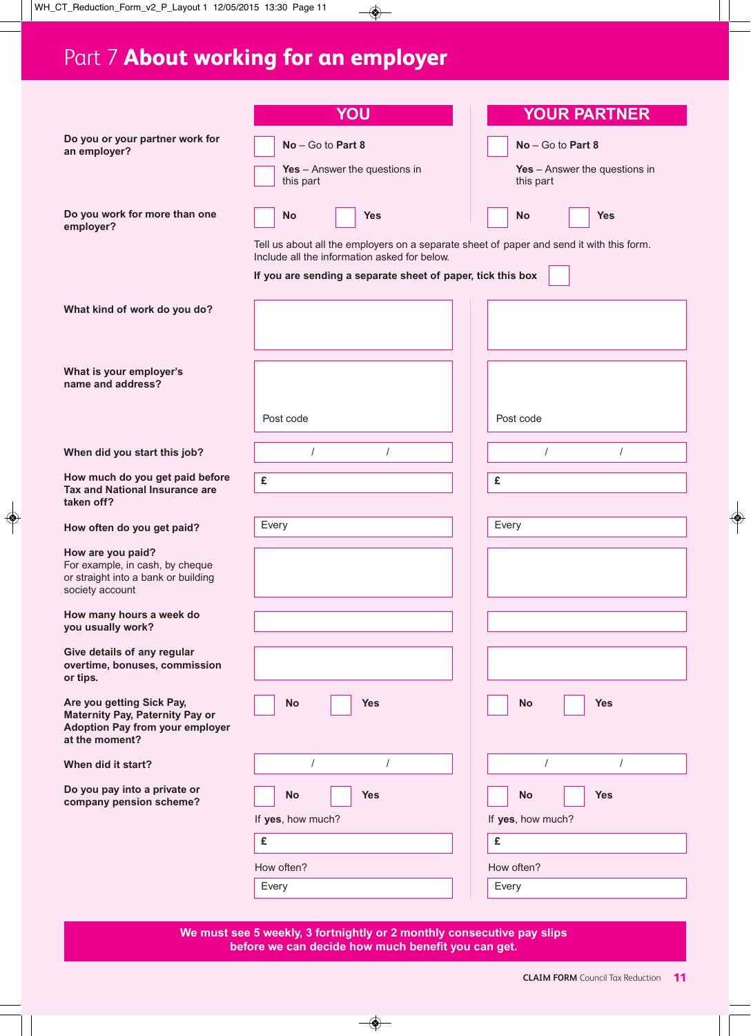# Part 7 **About working for an employer**

| | YOU | YOUR PARTNER |
|---|---|---|
| **Do you or your partner work for an employer?** | **No** – Go to **Part 8**<br>**Yes** – Answer the questions in this part | **No** – Go to **Part 8**<br>**Yes** – Answer the questions in this part |
| **Do you work for more than one employer?** | **No** **Yes** | **No** **Yes** |

Tell us about all the employers on a separate sheet of paper and send it with this form. Include all the information asked for below.

**If you are sending a separate sheet of paper, tick this box**

| | YOU | YOUR PARTNER |
|---|---|---|
| **What kind of work do you do?** | | |
| **What is your employer's name and address?** | Post code | Post code |
| **When did you start this job?** | / / | / / |
| **How much do you get paid before Tax and National Insurance are taken off?** | £ | £ |
| **How often do you get paid?** | Every | Every |
| **How are you paid?** For example, in cash, by cheque or straight into a bank or building society account | | |
| **How many hours a week do you usually work?** | | |
| **Give details of any regular overtime, bonuses, commission or tips.** | | |
| **Are you getting Sick Pay, Maternity Pay, Paternity Pay or Adoption Pay from your employer at the moment?** | **No** **Yes** | **No** **Yes** |
| **When did it start?** | / / | / / |
| **Do you pay into a private or company pension scheme?** | **No** **Yes** | **No** **Yes** |
| | If **yes**, how much?<br>£ | If **yes**, how much?<br>£ |
| | How often?<br>Every | How often?<br>Every |

**We must see 5 weekly, 3 fortnightly or 2 monthly consecutive pay slips before we can decide how much benefit you can get.**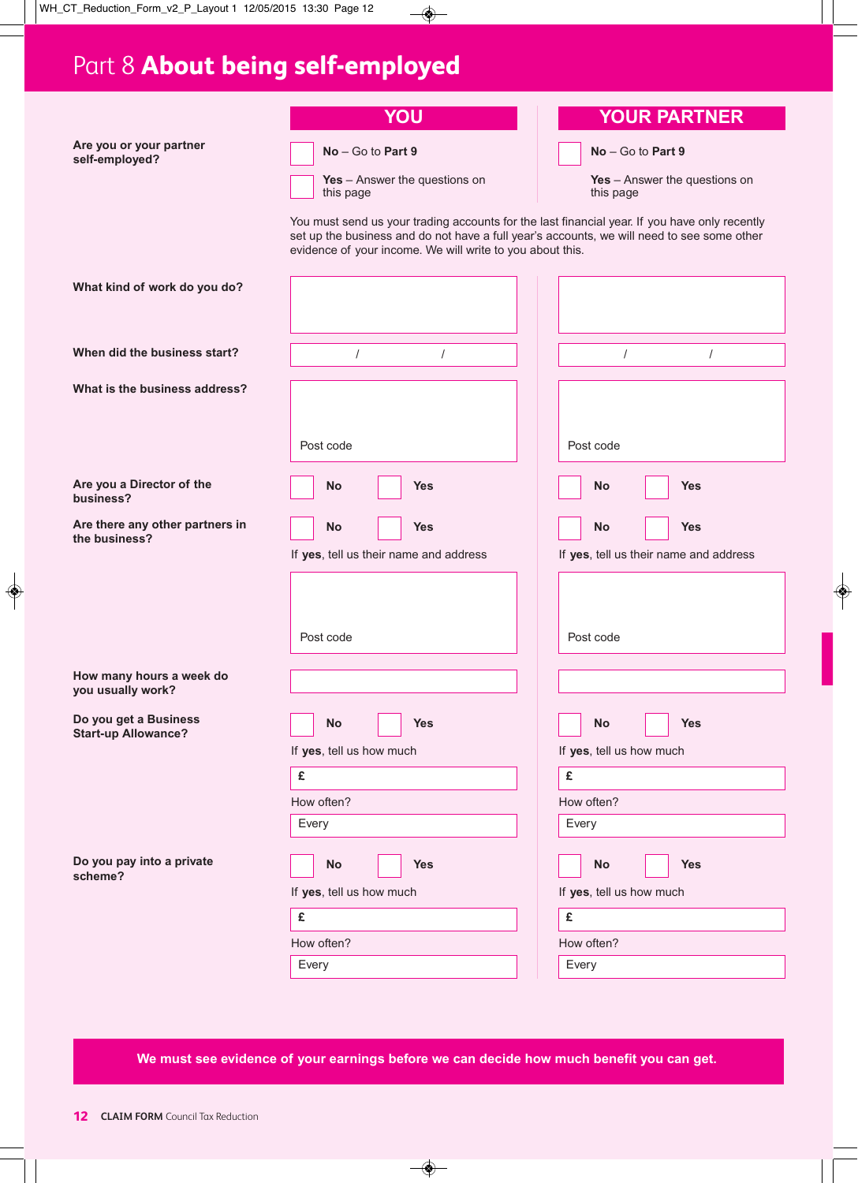# Part 8 About being self-employed

| | YOU | YOUR PARTNER |
|---|---|---|
| **Are you or your partner self-employed?** | ☐ **No** – Go to **Part 9**<br>☐ **Yes** – Answer the questions on this page | ☐ **No** – Go to **Part 9**<br>**Yes** – Answer the questions on this page |

You must send us your trading accounts for the last financial year. If you have only recently set up the business and do not have a full year's accounts, we will need to see some other evidence of your income. We will write to you about this.

| | YOU | YOUR PARTNER |
|---|---|---|
| **What kind of work do you do?** | | |
| **When did the business start?** | / / | / / |
| **What is the business address?** | Post code | Post code |
| **Are you a Director of the business?** | ☐ **No** ☐ **Yes** | ☐ **No** ☐ **Yes** |
| **Are there any other partners in the business?** | ☐ **No** ☐ **Yes**<br>If **yes**, tell us their name and address<br><br>Post code | ☐ **No** ☐ **Yes**<br>If **yes**, tell us their name and address<br><br>Post code |
| **How many hours a week do you usually work?** | | |
| **Do you get a Business Start-up Allowance?** | ☐ **No** ☐ **Yes**<br>If **yes**, tell us how much<br>**£**<br>How often?<br>Every | ☐ **No** ☐ **Yes**<br>If **yes**, tell us how much<br>**£**<br>How often?<br>Every |
| **Do you pay into a private scheme?** | ☐ **No** ☐ **Yes**<br>If **yes**, tell us how much<br>**£**<br>How often?<br>Every | ☐ **No** ☐ **Yes**<br>If **yes**, tell us how much<br>**£**<br>How often?<br>Every |

**We must see evidence of your earnings before we can decide how much benefit you can get.**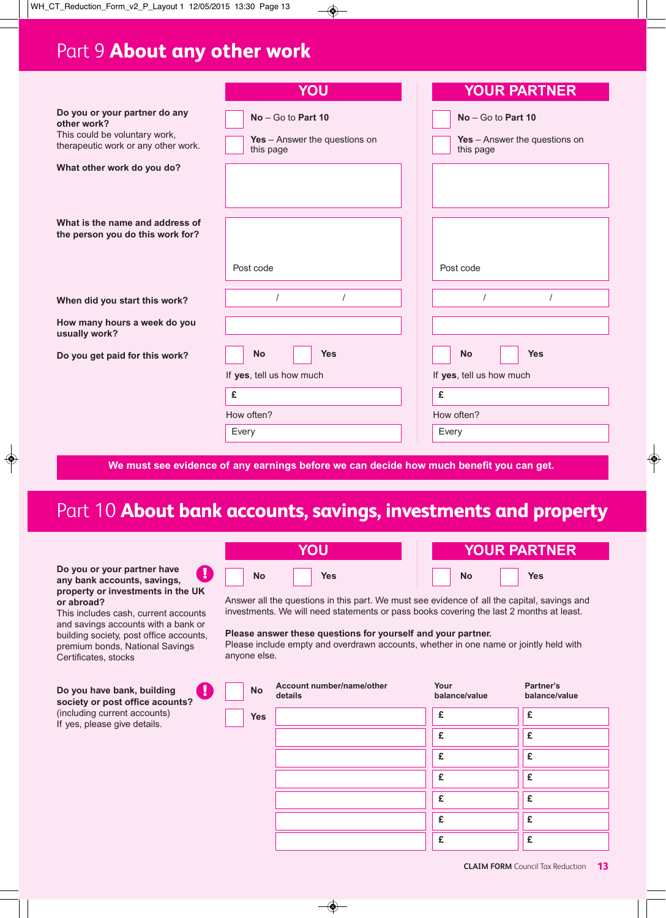# Part 9 **About any other work**

| | YOU | YOUR PARTNER |
|---|---|---|
| **Do you or your partner do any other work?** This could be voluntary work, therapeutic work or any other work. | ☐ **No** – Go to **Part 10** ☐ **Yes** – Answer the questions on this page | ☐ **No** – Go to **Part 10** ☐ **Yes** – Answer the questions on this page |
| **What other work do you do?** | | |
| **What is the name and address of the person you do this work for?** | Post code | Post code |
| **When did you start this work?** | / / | / / |
| **How many hours a week do you usually work?** | | |
| **Do you get paid for this work?** | ☐ **No** ☐ **Yes** | ☐ **No** ☐ **Yes** |
| | If **yes**, tell us how much £ | If **yes**, tell us how much £ |
| | How often? Every | How often? Every |

**We must see evidence of any earnings before we can decide how much benefit you can get.**

# Part 10 **About bank accounts, savings, investments and property**

| | YOU | YOUR PARTNER |
|---|---|---|
| **Do you or your partner have any bank accounts, savings, property or investments in the UK or abroad?** This includes cash, current accounts and savings accounts with a bank or building society, post office accounts, premium bonds, National Savings Certificates, stocks | ☐ **No** ☐ **Yes** | ☐ **No** ☐ **Yes** |

Answer all the questions in this part. We must see evidence of all the capital, savings and investments. We will need statements or pass books covering the last 2 months at least.

**Please answer these questions for yourself and your partner.**
Please include empty and overdrawn accounts, whether in one name or jointly held with anyone else.

**Do you have bank, building society or post office acounts?** (including current accounts)
If yes, please give details.

☐ **No**
☐ **Yes**

| Account number/name/other details | Your balance/value | Partner's balance/value |
|---|---|---|
| | £ | £ |
| | £ | £ |
| | £ | £ |
| | £ | £ |
| | £ | £ |
| | £ | £ |
| | £ | £ |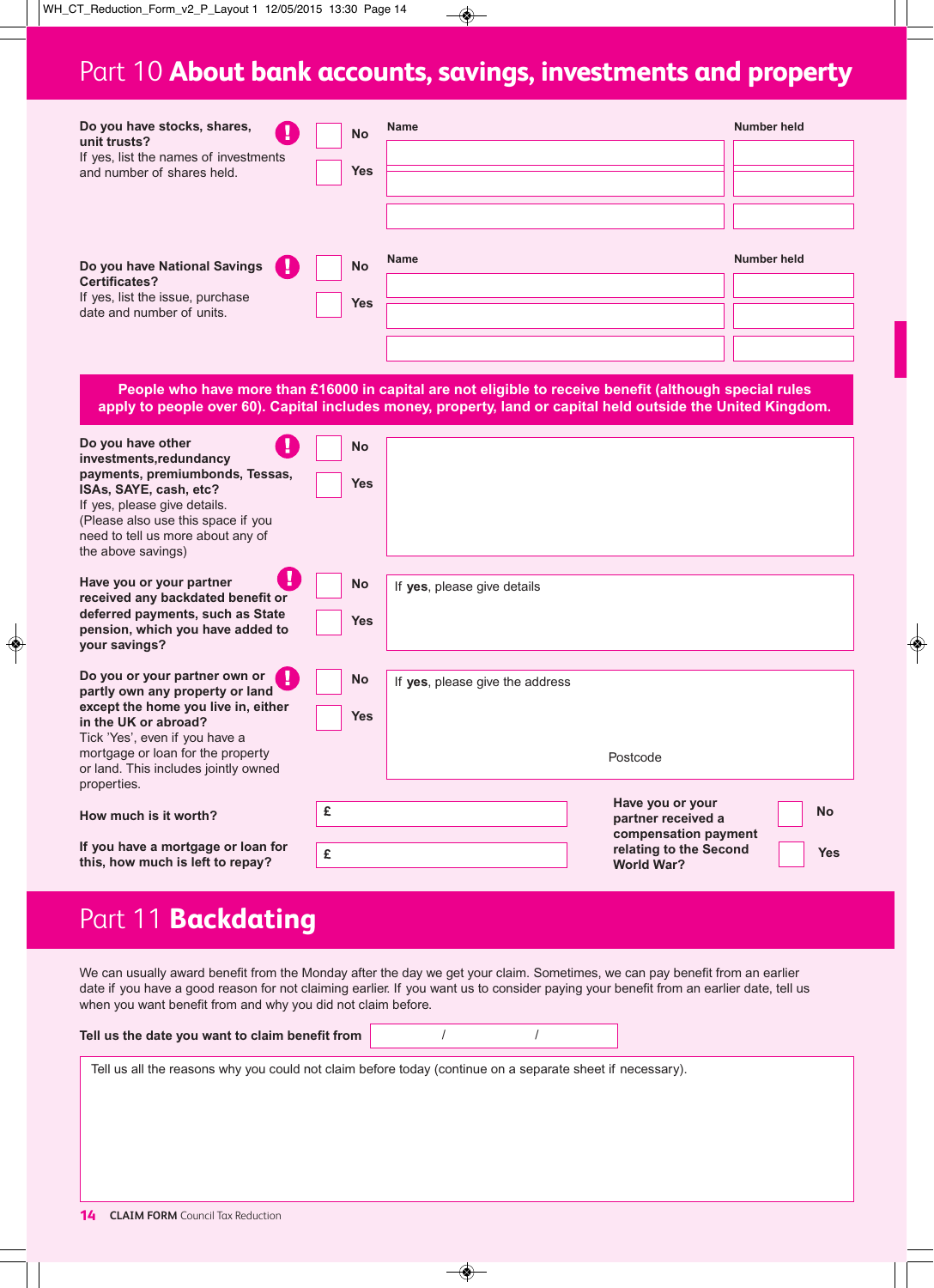# Part 10 **About bank accounts, savings, investments and property**

**Do you have stocks, shares, unit trusts?**
If yes, list the names of investments and number of shares held.

- [ ] No
- [ ] Yes

| Name | Number held |
|---|---|
| | |
| | |
| | |

**Do you have National Savings Certificates?**
If yes, list the issue, purchase date and number of units.

- [ ] No
- [ ] Yes

| Name | Number held |
|---|---|
| | |
| | |
| | |

**People who have more than £16000 in capital are not eligible to receive benefit (although special rules apply to people over 60). Capital includes money, property, land or capital held outside the United Kingdom.**

**Do you have other investments,redundancy payments, premiumbonds, Tessas, ISAs, SAYE, cash, etc?**
If yes, please give details.
(Please also use this space if you need to tell us more about any of the above savings)

- [ ] No
- [ ] Yes

**Have you or your partner received any backdated benefit or deferred payments, such as State pension, which you have added to your savings?**

- [ ] No
- [ ] Yes

If **yes**, please give details

**Do you or your partner own or partly own any property or land except the home you live in, either in the UK or abroad?**
Tick 'Yes', even if you have a mortgage or loan for the property or land. This includes jointly owned properties.

- [ ] No
- [ ] Yes

If **yes**, please give the address

Postcode

**How much is it worth?** £

**If you have a mortgage or loan for this, how much is left to repay?** £

**Have you or your partner received a compensation payment relating to the Second World War?**

- [ ] No
- [ ] Yes

# Part 11 **Backdating**

We can usually award benefit from the Monday after the day we get your claim. Sometimes, we can pay benefit from an earlier date if you have a good reason for not claiming earlier. If you want us to consider paying your benefit from an earlier date, tell us when you want benefit from and why you did not claim before.

**Tell us the date you want to claim benefit from** / /

Tell us all the reasons why you could not claim before today (continue on a separate sheet if necessary).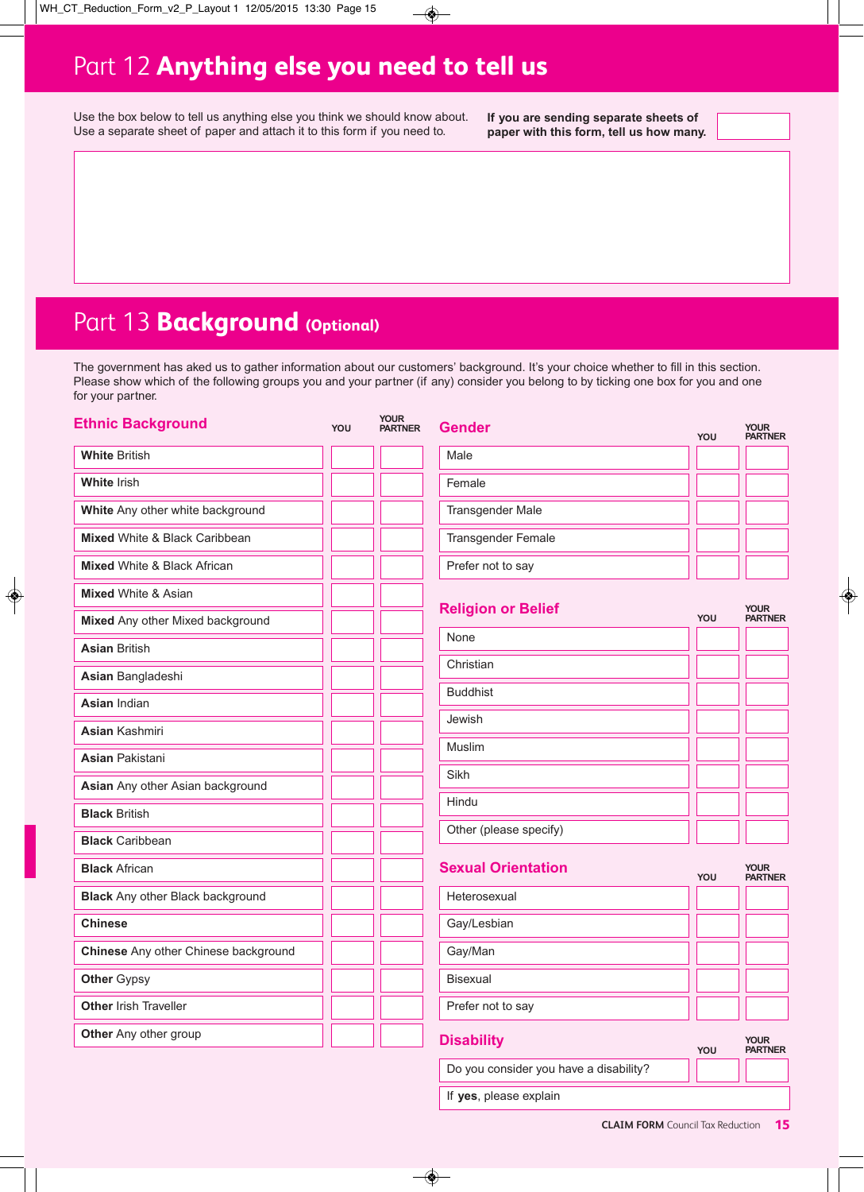# Part 12 **Anything else you need to tell us**

Use the box below to tell us anything else you think we should know about.
Use a separate sheet of paper and attach it to this form if you need to.

**If you are sending separate sheets of paper with this form, tell us how many.**

# Part 13 **Background** (Optional)

The government has aked us to gather information about our customers' background. It's your choice whether to fill in this section. Please show which of the following groups you and your partner (if any) consider you belong to by ticking one box for you and one for your partner.

## Ethnic Background

| | YOU | YOUR PARTNER |
|---|---|---|
| **White** British | | |
| **White** Irish | | |
| **White** Any other white background | | |
| **Mixed** White & Black Caribbean | | |
| **Mixed** White & Black African | | |
| **Mixed** White & Asian | | |
| **Mixed** Any other Mixed background | | |
| **Asian** British | | |
| **Asian** Bangladeshi | | |
| **Asian** Indian | | |
| **Asian** Kashmiri | | |
| **Asian** Pakistani | | |
| **Asian** Any other Asian background | | |
| **Black** British | | |
| **Black** Caribbean | | |
| **Black** African | | |
| **Black** Any other Black background | | |
| **Chinese** | | |
| **Chinese** Any other Chinese background | | |
| **Other** Gypsy | | |
| **Other** Irish Traveller | | |
| **Other** Any other group | | |

## Gender

| | YOU | YOUR PARTNER |
|---|---|---|
| Male | | |
| Female | | |
| Transgender Male | | |
| Transgender Female | | |
| Prefer not to say | | |

## Religion or Belief

| | YOU | YOUR PARTNER |
|---|---|---|
| None | | |
| Christian | | |
| Buddhist | | |
| Jewish | | |
| Muslim | | |
| Sikh | | |
| Hindu | | |
| Other (please specify) | | |

## Sexual Orientation

| | YOU | YOUR PARTNER |
|---|---|---|
| Heterosexual | | |
| Gay/Lesbian | | |
| Gay/Man | | |
| Bisexual | | |
| Prefer not to say | | |

## Disability

| | YOU | YOUR PARTNER |
|---|---|---|
| Do you consider you have a disability? | | |
| If **yes**, please explain | | |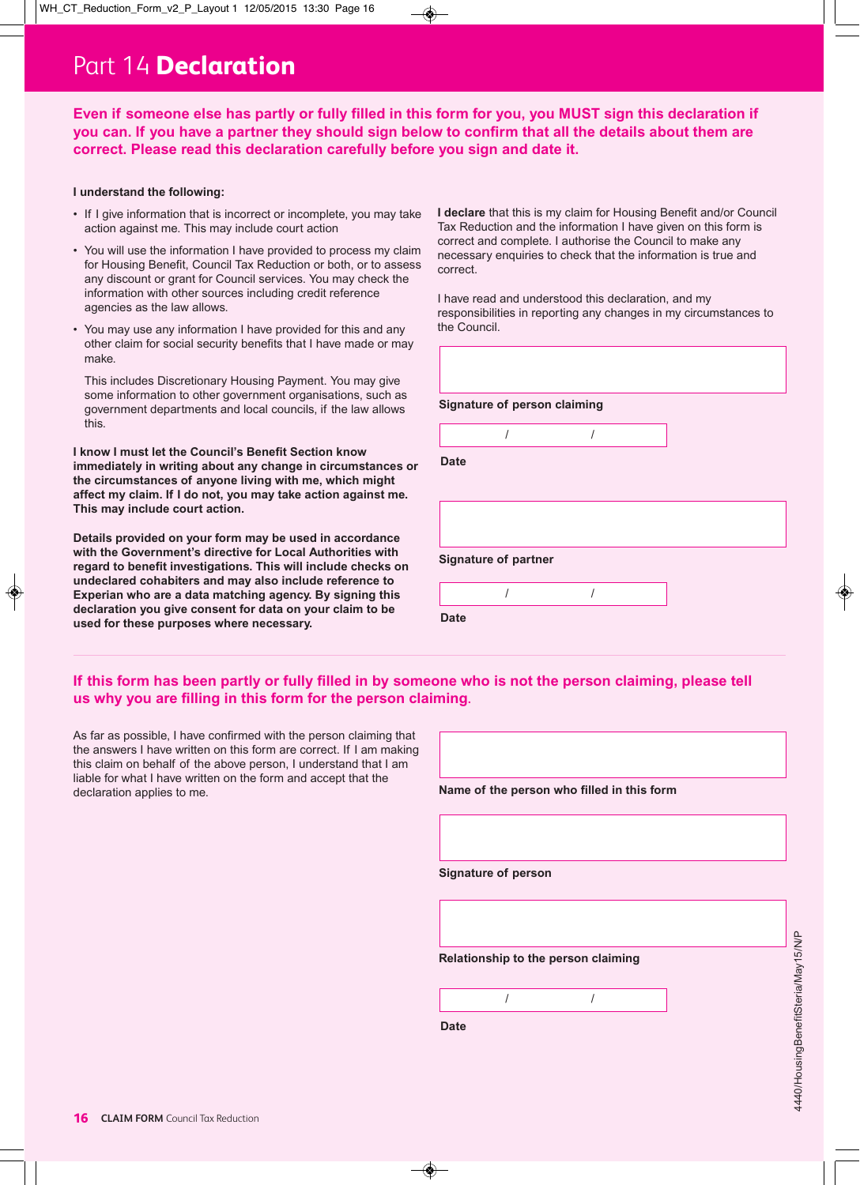# Part 14 **Declaration**

**Even if someone else has partly or fully filled in this form for you, you MUST sign this declaration if you can. If you have a partner they should sign below to confirm that all the details about them are correct. Please read this declaration carefully before you sign and date it.**

**I understand the following:**

- If I give information that is incorrect or incomplete, you may take action against me. This may include court action
- You will use the information I have provided to process my claim for Housing Benefit, Council Tax Reduction or both, or to assess any discount or grant for Council services. You may check the information with other sources including credit reference agencies as the law allows.
- You may use any information I have provided for this and any other claim for social security benefits that I have made or may make.

  This includes Discretionary Housing Payment. You may give some information to other government organisations, such as government departments and local councils, if the law allows this.

**I know I must let the Council's Benefit Section know immediately in writing about any change in circumstances or the circumstances of anyone living with me, which might affect my claim. If I do not, you may take action against me. This may include court action.**

**Details provided on your form may be used in accordance with the Government's directive for Local Authorities with regard to benefit investigations. This will include checks on undeclared cohabiters and may also include reference to Experian who are a data matching agency. By signing this declaration you give consent for data on your claim to be used for these purposes where necessary.**

**I declare** that this is my claim for Housing Benefit and/or Council Tax Reduction and the information I have given on this form is correct and complete. I authorise the Council to make any necessary enquiries to check that the information is true and correct.

I have read and understood this declaration, and my responsibilities in reporting any changes in my circumstances to the Council.

**Signature of person claiming**

**Date** / /

**Signature of partner**

**Date** / /

---

**If this form has been partly or fully filled in by someone who is not the person claiming, please tell us why you are filling in this form for the person claiming.**

As far as possible, I have confirmed with the person claiming that the answers I have written on this form are correct. If I am making this claim on behalf of the above person, I understand that I am liable for what I have written on the form and accept that the declaration applies to me.

**Name of the person who filled in this form**

**Signature of person**

**Relationship to the person claiming**

**Date** / /

4440/HousingBenefitSteria/May15/NP